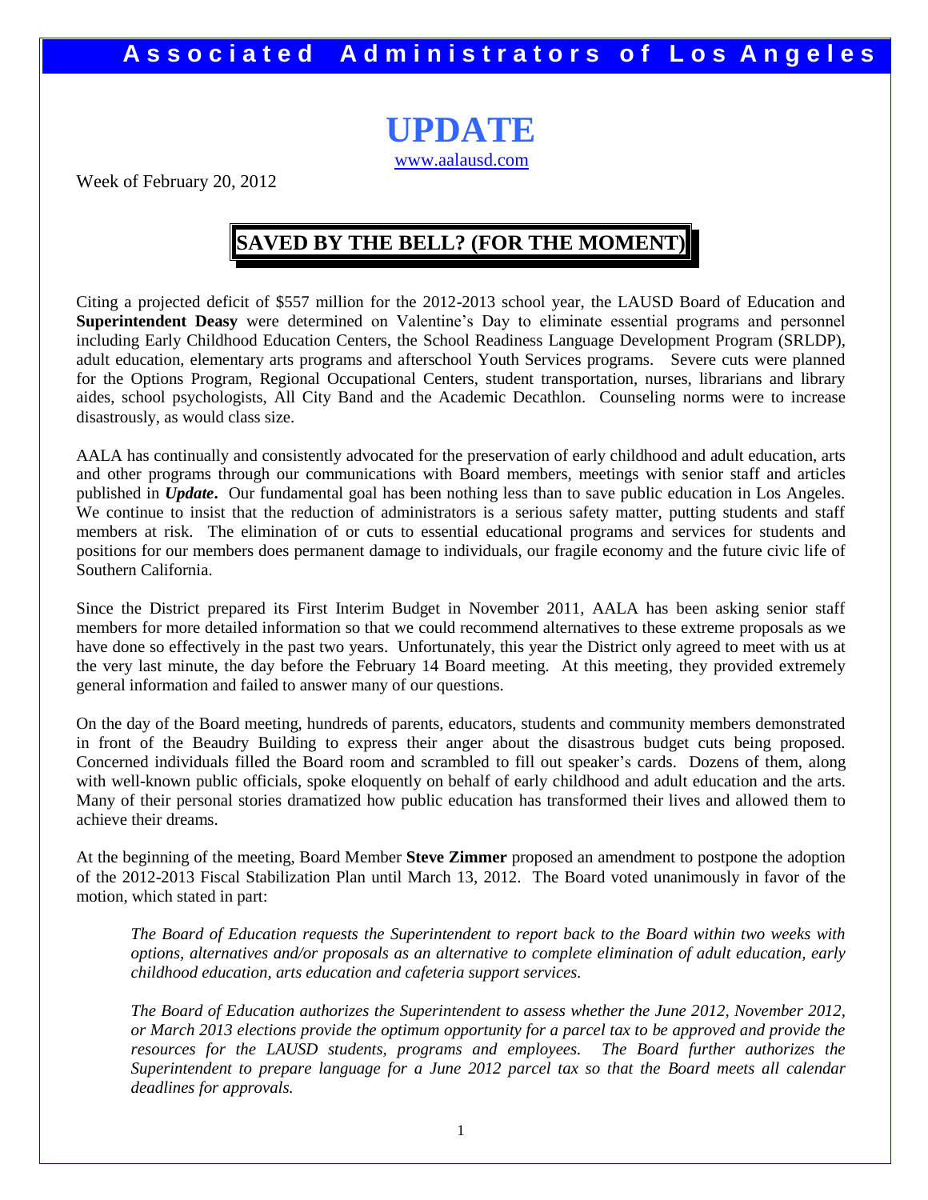# Associated Administrators of Los Angeles

# UPDATE

www.aalausd.com

Week of February 20, 2012

## SAVED BY THE BELL? (FOR THE MOMENT)

Citing a projected deficit of $557 million for the 2012-2013 school year, the LAUSD Board of Education and **Superintendent Deasy** were determined on Valentine's Day to eliminate essential programs and personnel including Early Childhood Education Centers, the School Readiness Language Development Program (SRLDP), adult education, elementary arts programs and afterschool Youth Services programs. Severe cuts were planned for the Options Program, Regional Occupational Centers, student transportation, nurses, librarians and library aides, school psychologists, All City Band and the Academic Decathlon. Counseling norms were to increase disastrously, as would class size.

AALA has continually and consistently advocated for the preservation of early childhood and adult education, arts and other programs through our communications with Board members, meetings with senior staff and articles published in ***Update***. Our fundamental goal has been nothing less than to save public education in Los Angeles. We continue to insist that the reduction of administrators is a serious safety matter, putting students and staff members at risk. The elimination of or cuts to essential educational programs and services for students and positions for our members does permanent damage to individuals, our fragile economy and the future civic life of Southern California.

Since the District prepared its First Interim Budget in November 2011, AALA has been asking senior staff members for more detailed information so that we could recommend alternatives to these extreme proposals as we have done so effectively in the past two years. Unfortunately, this year the District only agreed to meet with us at the very last minute, the day before the February 14 Board meeting. At this meeting, they provided extremely general information and failed to answer many of our questions.

On the day of the Board meeting, hundreds of parents, educators, students and community members demonstrated in front of the Beaudry Building to express their anger about the disastrous budget cuts being proposed. Concerned individuals filled the Board room and scrambled to fill out speaker's cards. Dozens of them, along with well-known public officials, spoke eloquently on behalf of early childhood and adult education and the arts. Many of their personal stories dramatized how public education has transformed their lives and allowed them to achieve their dreams.

At the beginning of the meeting, Board Member **Steve Zimmer** proposed an amendment to postpone the adoption of the 2012-2013 Fiscal Stabilization Plan until March 13, 2012. The Board voted unanimously in favor of the motion, which stated in part:

> *The Board of Education requests the Superintendent to report back to the Board within two weeks with options, alternatives and/or proposals as an alternative to complete elimination of adult education, early childhood education, arts education and cafeteria support services.*
>
> *The Board of Education authorizes the Superintendent to assess whether the June 2012, November 2012, or March 2013 elections provide the optimum opportunity for a parcel tax to be approved and provide the resources for the LAUSD students, programs and employees. The Board further authorizes the Superintendent to prepare language for a June 2012 parcel tax so that the Board meets all calendar deadlines for approvals.*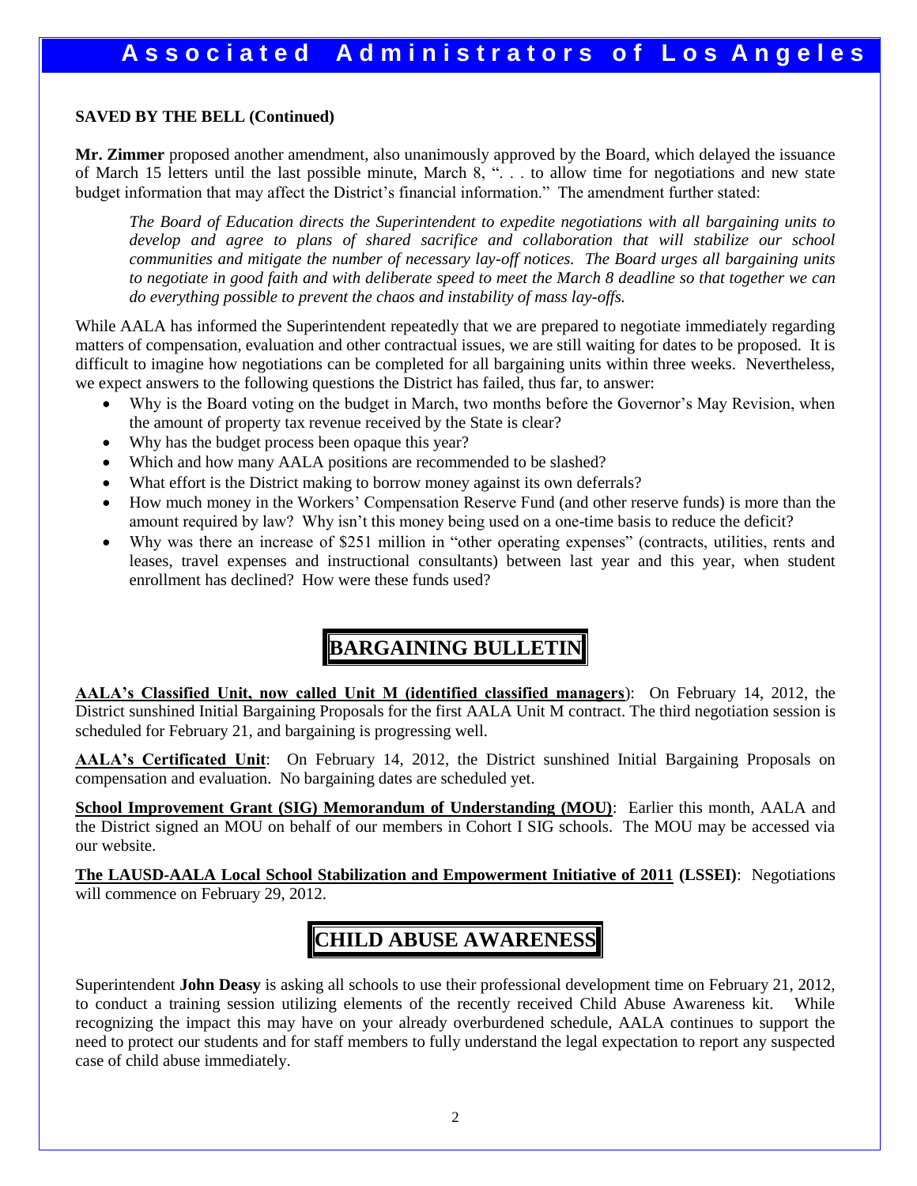**SAVED BY THE BELL (Continued)**

**Mr. Zimmer** proposed another amendment, also unanimously approved by the Board, which delayed the issuance of March 15 letters until the last possible minute, March 8, ". . . to allow time for negotiations and new state budget information that may affect the District's financial information." The amendment further stated:

> *The Board of Education directs the Superintendent to expedite negotiations with all bargaining units to develop and agree to plans of shared sacrifice and collaboration that will stabilize our school communities and mitigate the number of necessary lay-off notices. The Board urges all bargaining units to negotiate in good faith and with deliberate speed to meet the March 8 deadline so that together we can do everything possible to prevent the chaos and instability of mass lay-offs.*

While AALA has informed the Superintendent repeatedly that we are prepared to negotiate immediately regarding matters of compensation, evaluation and other contractual issues, we are still waiting for dates to be proposed. It is difficult to imagine how negotiations can be completed for all bargaining units within three weeks. Nevertheless, we expect answers to the following questions the District has failed, thus far, to answer:

- Why is the Board voting on the budget in March, two months before the Governor's May Revision, when the amount of property tax revenue received by the State is clear?
- Why has the budget process been opaque this year?
- Which and how many AALA positions are recommended to be slashed?
- What effort is the District making to borrow money against its own deferrals?
- How much money in the Workers' Compensation Reserve Fund (and other reserve funds) is more than the amount required by law? Why isn't this money being used on a one-time basis to reduce the deficit?
- Why was there an increase of $251 million in "other operating expenses" (contracts, utilities, rents and leases, travel expenses and instructional consultants) between last year and this year, when student enrollment has declined? How were these funds used?

## BARGAINING BULLETIN

**AALA's Classified Unit, now called Unit M (identified classified managers)**: On February 14, 2012, the District sunshined Initial Bargaining Proposals for the first AALA Unit M contract. The third negotiation session is scheduled for February 21, and bargaining is progressing well.

**AALA's Certificated Unit**: On February 14, 2012, the District sunshined Initial Bargaining Proposals on compensation and evaluation. No bargaining dates are scheduled yet.

**School Improvement Grant (SIG) Memorandum of Understanding (MOU)**: Earlier this month, AALA and the District signed an MOU on behalf of our members in Cohort I SIG schools. The MOU may be accessed via our website.

**The LAUSD-AALA Local School Stabilization and Empowerment Initiative of 2011 (LSSEI)**: Negotiations will commence on February 29, 2012.

## CHILD ABUSE AWARENESS

Superintendent **John Deasy** is asking all schools to use their professional development time on February 21, 2012, to conduct a training session utilizing elements of the recently received Child Abuse Awareness kit. While recognizing the impact this may have on your already overburdened schedule, AALA continues to support the need to protect our students and for staff members to fully understand the legal expectation to report any suspected case of child abuse immediately.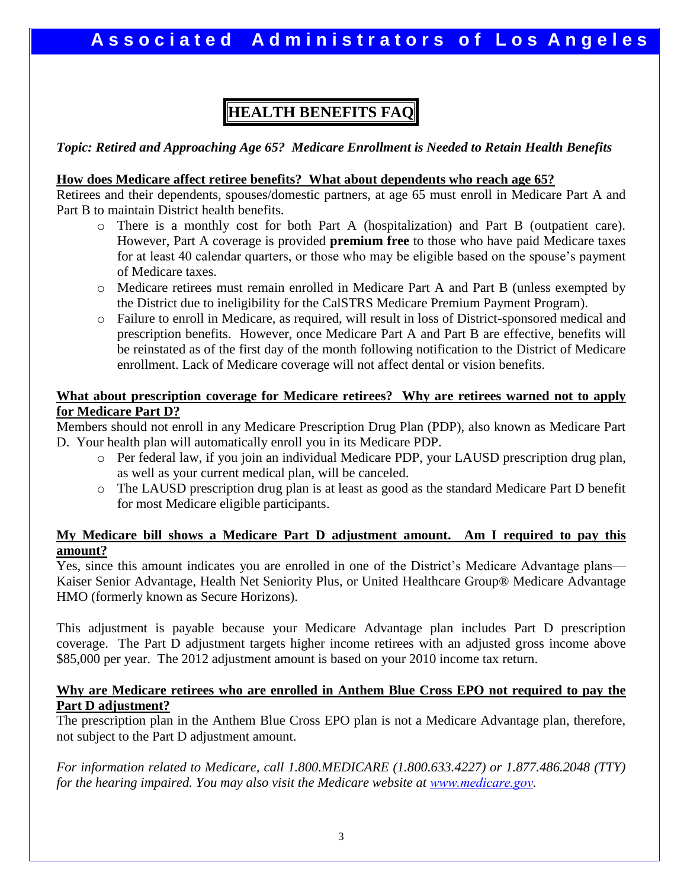# HEALTH BENEFITS FAQ

*Topic: Retired and Approaching Age 65? Medicare Enrollment is Needed to Retain Health Benefits*

**How does Medicare affect retiree benefits? What about dependents who reach age 65?**

Retirees and their dependents, spouses/domestic partners, at age 65 must enroll in Medicare Part A and Part B to maintain District health benefits.

- There is a monthly cost for both Part A (hospitalization) and Part B (outpatient care). However, Part A coverage is provided **premium free** to those who have paid Medicare taxes for at least 40 calendar quarters, or those who may be eligible based on the spouse's payment of Medicare taxes.
- Medicare retirees must remain enrolled in Medicare Part A and Part B (unless exempted by the District due to ineligibility for the CalSTRS Medicare Premium Payment Program).
- Failure to enroll in Medicare, as required, will result in loss of District-sponsored medical and prescription benefits. However, once Medicare Part A and Part B are effective, benefits will be reinstated as of the first day of the month following notification to the District of Medicare enrollment. Lack of Medicare coverage will not affect dental or vision benefits.

**What about prescription coverage for Medicare retirees? Why are retirees warned not to apply for Medicare Part D?**

Members should not enroll in any Medicare Prescription Drug Plan (PDP), also known as Medicare Part D. Your health plan will automatically enroll you in its Medicare PDP.

- Per federal law, if you join an individual Medicare PDP, your LAUSD prescription drug plan, as well as your current medical plan, will be canceled.
- The LAUSD prescription drug plan is at least as good as the standard Medicare Part D benefit for most Medicare eligible participants.

**My Medicare bill shows a Medicare Part D adjustment amount. Am I required to pay this amount?**

Yes, since this amount indicates you are enrolled in one of the District's Medicare Advantage plans—Kaiser Senior Advantage, Health Net Seniority Plus, or United Healthcare Group® Medicare Advantage HMO (formerly known as Secure Horizons).

This adjustment is payable because your Medicare Advantage plan includes Part D prescription coverage. The Part D adjustment targets higher income retirees with an adjusted gross income above $85,000 per year. The 2012 adjustment amount is based on your 2010 income tax return.

**Why are Medicare retirees who are enrolled in Anthem Blue Cross EPO not required to pay the Part D adjustment?**

The prescription plan in the Anthem Blue Cross EPO plan is not a Medicare Advantage plan, therefore, not subject to the Part D adjustment amount.

*For information related to Medicare, call 1.800.MEDICARE (1.800.633.4227) or 1.877.486.2048 (TTY) for the hearing impaired. You may also visit the Medicare website at [www.medicare.gov](http://www.medicare.gov).*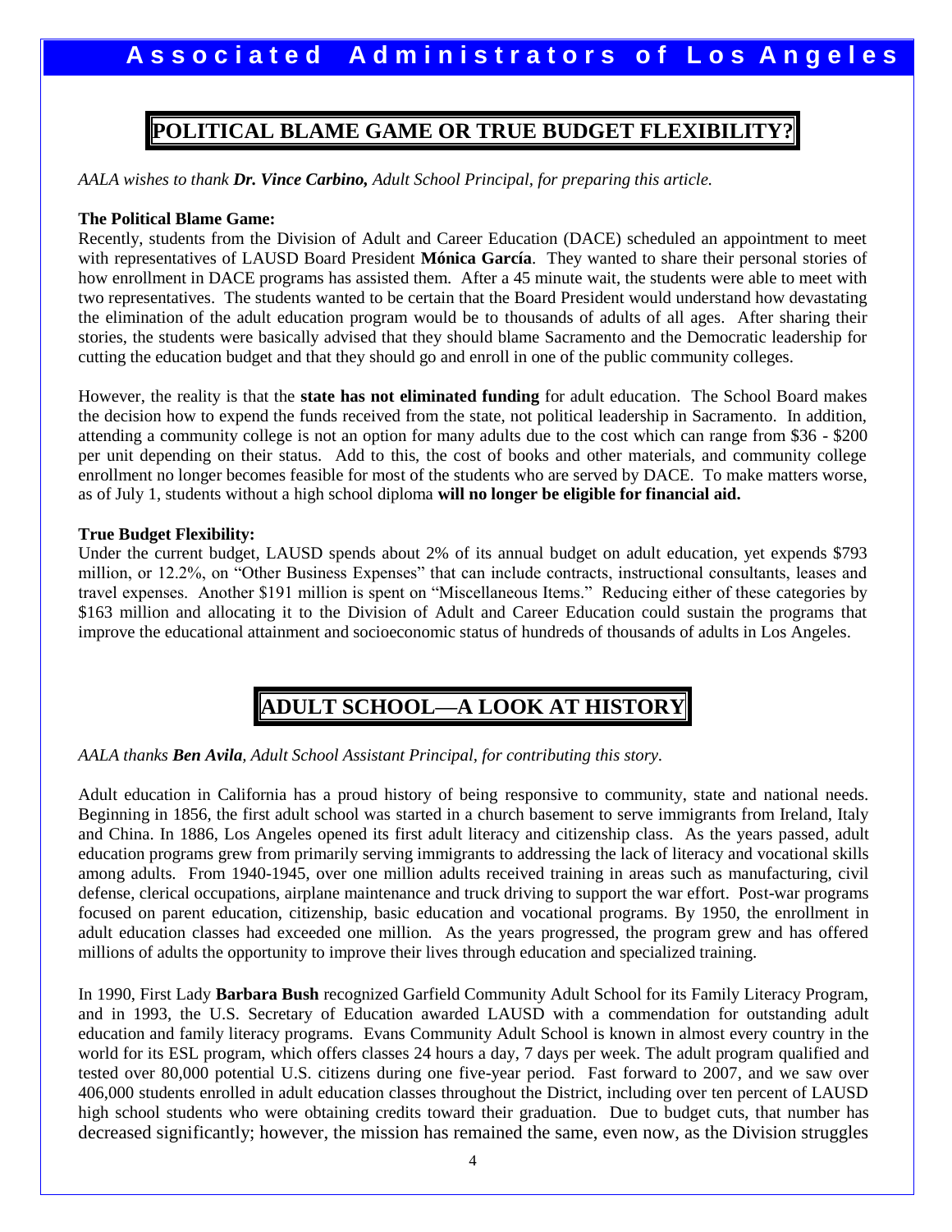## POLITICAL BLAME GAME OR TRUE BUDGET FLEXIBILITY?

*AALA wishes to thank **Dr. Vince Carbino,** Adult School Principal, for preparing this article.*

**The Political Blame Game:**

Recently, students from the Division of Adult and Career Education (DACE) scheduled an appointment to meet with representatives of LAUSD Board President **Mónica García**. They wanted to share their personal stories of how enrollment in DACE programs has assisted them. After a 45 minute wait, the students were able to meet with two representatives. The students wanted to be certain that the Board President would understand how devastating the elimination of the adult education program would be to thousands of adults of all ages. After sharing their stories, the students were basically advised that they should blame Sacramento and the Democratic leadership for cutting the education budget and that they should go and enroll in one of the public community colleges.

However, the reality is that the **state has not eliminated funding** for adult education. The School Board makes the decision how to expend the funds received from the state, not political leadership in Sacramento. In addition, attending a community college is not an option for many adults due to the cost which can range from $36 - $200 per unit depending on their status. Add to this, the cost of books and other materials, and community college enrollment no longer becomes feasible for most of the students who are served by DACE. To make matters worse, as of July 1, students without a high school diploma **will no longer be eligible for financial aid.**

**True Budget Flexibility:**

Under the current budget, LAUSD spends about 2% of its annual budget on adult education, yet expends $793 million, or 12.2%, on "Other Business Expenses" that can include contracts, instructional consultants, leases and travel expenses. Another $191 million is spent on "Miscellaneous Items." Reducing either of these categories by $163 million and allocating it to the Division of Adult and Career Education could sustain the programs that improve the educational attainment and socioeconomic status of hundreds of thousands of adults in Los Angeles.

## ADULT SCHOOL—A LOOK AT HISTORY

*AALA thanks **Ben Avila**, Adult School Assistant Principal, for contributing this story.*

Adult education in California has a proud history of being responsive to community, state and national needs. Beginning in 1856, the first adult school was started in a church basement to serve immigrants from Ireland, Italy and China. In 1886, Los Angeles opened its first adult literacy and citizenship class. As the years passed, adult education programs grew from primarily serving immigrants to addressing the lack of literacy and vocational skills among adults. From 1940-1945, over one million adults received training in areas such as manufacturing, civil defense, clerical occupations, airplane maintenance and truck driving to support the war effort. Post-war programs focused on parent education, citizenship, basic education and vocational programs. By 1950, the enrollment in adult education classes had exceeded one million. As the years progressed, the program grew and has offered millions of adults the opportunity to improve their lives through education and specialized training.

In 1990, First Lady **Barbara Bush** recognized Garfield Community Adult School for its Family Literacy Program, and in 1993, the U.S. Secretary of Education awarded LAUSD with a commendation for outstanding adult education and family literacy programs. Evans Community Adult School is known in almost every country in the world for its ESL program, which offers classes 24 hours a day, 7 days per week. The adult program qualified and tested over 80,000 potential U.S. citizens during one five-year period. Fast forward to 2007, and we saw over 406,000 students enrolled in adult education classes throughout the District, including over ten percent of LAUSD high school students who were obtaining credits toward their graduation. Due to budget cuts, that number has decreased significantly; however, the mission has remained the same, even now, as the Division struggles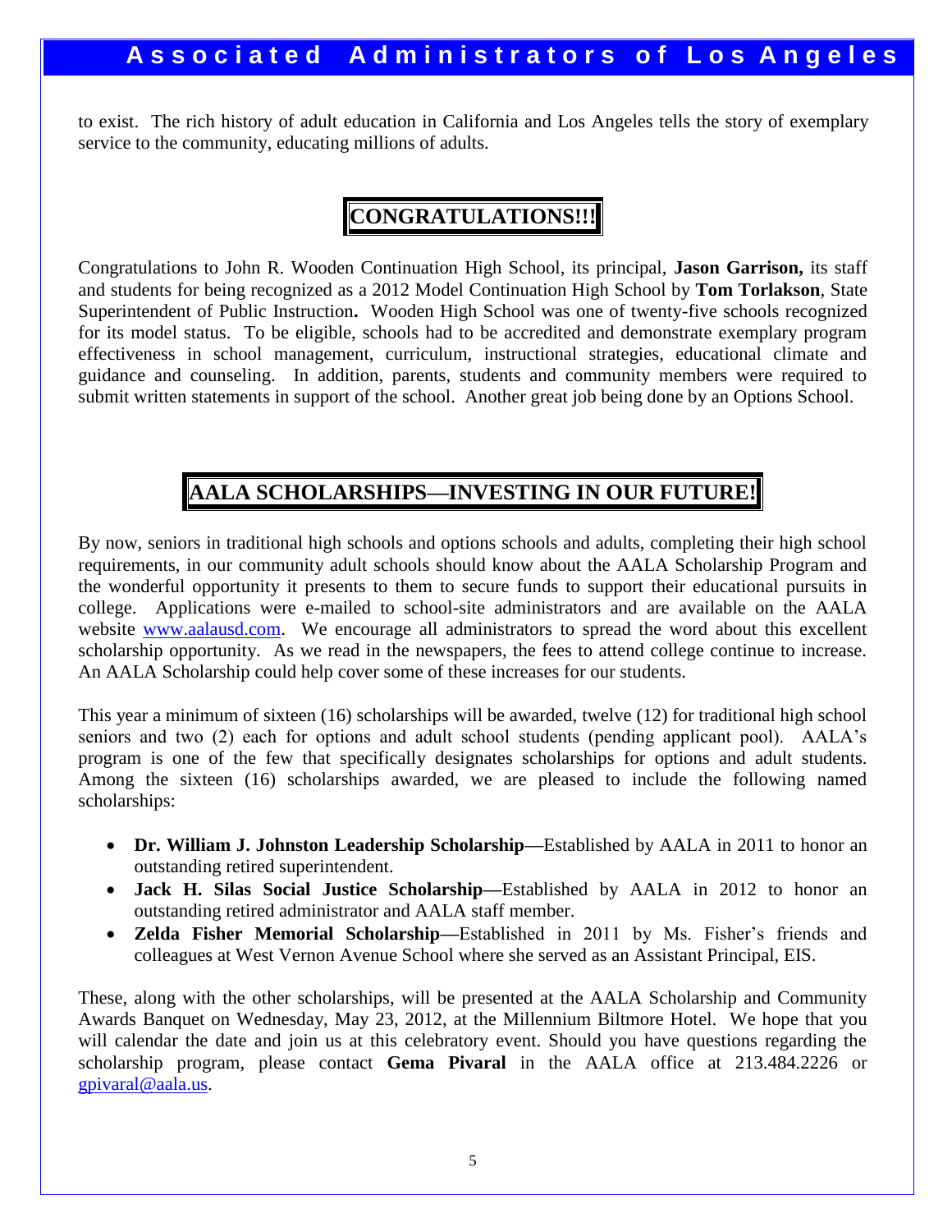to exist. The rich history of adult education in California and Los Angeles tells the story of exemplary service to the community, educating millions of adults.

## CONGRATULATIONS!!!

Congratulations to John R. Wooden Continuation High School, its principal, **Jason Garrison,** its staff and students for being recognized as a 2012 Model Continuation High School by **Tom Torlakson**, State Superintendent of Public Instruction**.** Wooden High School was one of twenty-five schools recognized for its model status. To be eligible, schools had to be accredited and demonstrate exemplary program effectiveness in school management, curriculum, instructional strategies, educational climate and guidance and counseling. In addition, parents, students and community members were required to submit written statements in support of the school. Another great job being done by an Options School.

## AALA SCHOLARSHIPS—INVESTING IN OUR FUTURE!

By now, seniors in traditional high schools and options schools and adults, completing their high school requirements, in our community adult schools should know about the AALA Scholarship Program and the wonderful opportunity it presents to them to secure funds to support their educational pursuits in college. Applications were e-mailed to school-site administrators and are available on the AALA website www.aalausd.com. We encourage all administrators to spread the word about this excellent scholarship opportunity. As we read in the newspapers, the fees to attend college continue to increase. An AALA Scholarship could help cover some of these increases for our students.

This year a minimum of sixteen (16) scholarships will be awarded, twelve (12) for traditional high school seniors and two (2) each for options and adult school students (pending applicant pool). AALA's program is one of the few that specifically designates scholarships for options and adult students. Among the sixteen (16) scholarships awarded, we are pleased to include the following named scholarships:

- **Dr. William J. Johnston Leadership Scholarship—**Established by AALA in 2011 to honor an outstanding retired superintendent.
- **Jack H. Silas Social Justice Scholarship—**Established by AALA in 2012 to honor an outstanding retired administrator and AALA staff member.
- **Zelda Fisher Memorial Scholarship—**Established in 2011 by Ms. Fisher's friends and colleagues at West Vernon Avenue School where she served as an Assistant Principal, EIS.

These, along with the other scholarships, will be presented at the AALA Scholarship and Community Awards Banquet on Wednesday, May 23, 2012, at the Millennium Biltmore Hotel. We hope that you will calendar the date and join us at this celebratory event. Should you have questions regarding the scholarship program, please contact **Gema Pivaral** in the AALA office at 213.484.2226 or gpivaral@aala.us.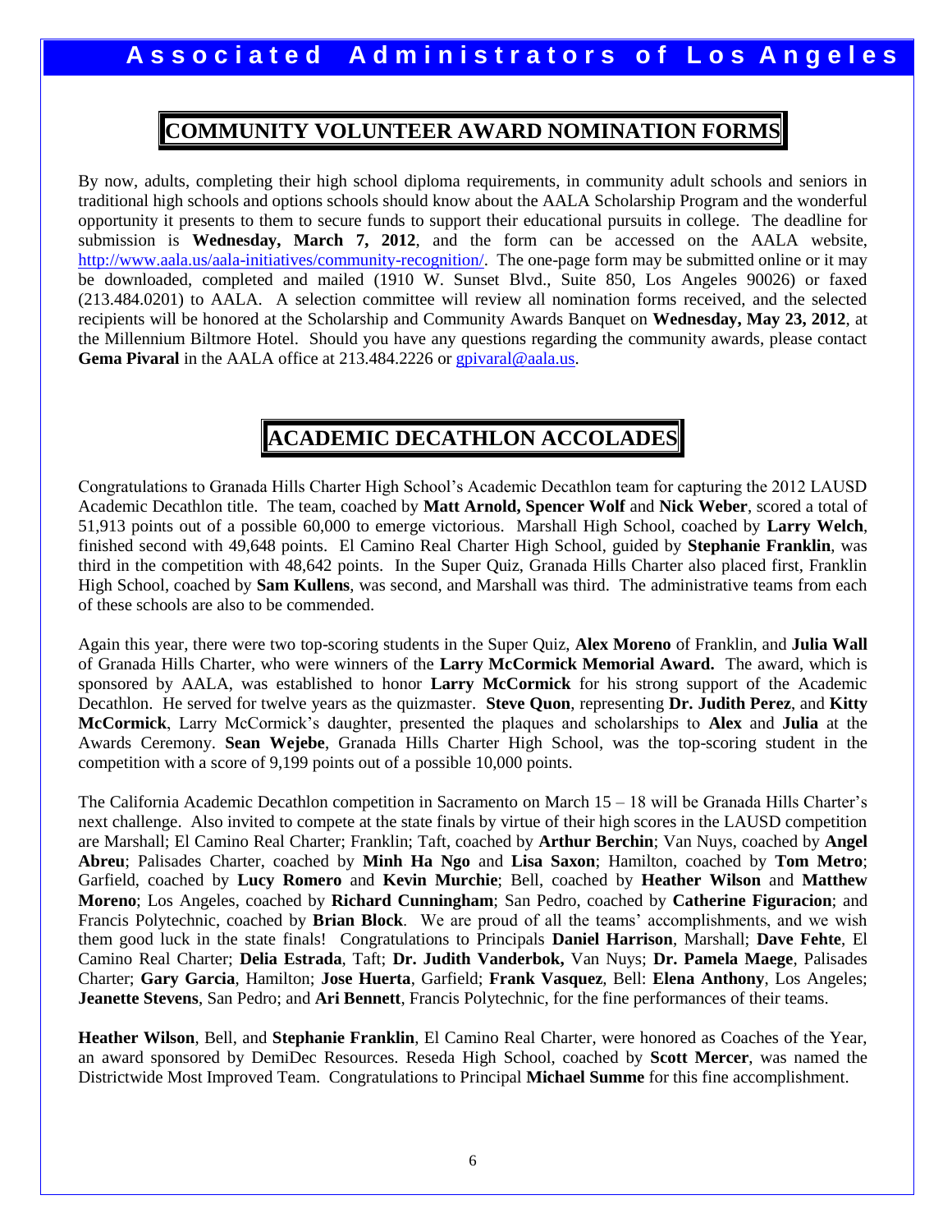## COMMUNITY VOLUNTEER AWARD NOMINATION FORMS

By now, adults, completing their high school diploma requirements, in community adult schools and seniors in traditional high schools and options schools should know about the AALA Scholarship Program and the wonderful opportunity it presents to them to secure funds to support their educational pursuits in college. The deadline for submission is **Wednesday, March 7, 2012**, and the form can be accessed on the AALA website, http://www.aala.us/aala-initiatives/community-recognition/. The one-page form may be submitted online or it may be downloaded, completed and mailed (1910 W. Sunset Blvd., Suite 850, Los Angeles 90026) or faxed (213.484.0201) to AALA. A selection committee will review all nomination forms received, and the selected recipients will be honored at the Scholarship and Community Awards Banquet on **Wednesday, May 23, 2012**, at the Millennium Biltmore Hotel. Should you have any questions regarding the community awards, please contact **Gema Pivaral** in the AALA office at 213.484.2226 or gpivaral@aala.us.

## ACADEMIC DECATHLON ACCOLADES

Congratulations to Granada Hills Charter High School's Academic Decathlon team for capturing the 2012 LAUSD Academic Decathlon title. The team, coached by **Matt Arnold, Spencer Wolf** and **Nick Weber**, scored a total of 51,913 points out of a possible 60,000 to emerge victorious. Marshall High School, coached by **Larry Welch**, finished second with 49,648 points. El Camino Real Charter High School, guided by **Stephanie Franklin**, was third in the competition with 48,642 points. In the Super Quiz, Granada Hills Charter also placed first, Franklin High School, coached by **Sam Kullens**, was second, and Marshall was third. The administrative teams from each of these schools are also to be commended.

Again this year, there were two top-scoring students in the Super Quiz, **Alex Moreno** of Franklin, and **Julia Wall** of Granada Hills Charter, who were winners of the **Larry McCormick Memorial Award.** The award, which is sponsored by AALA, was established to honor **Larry McCormick** for his strong support of the Academic Decathlon. He served for twelve years as the quizmaster. **Steve Quon**, representing **Dr. Judith Perez**, and **Kitty McCormick**, Larry McCormick's daughter, presented the plaques and scholarships to **Alex** and **Julia** at the Awards Ceremony. **Sean Wejebe**, Granada Hills Charter High School, was the top-scoring student in the competition with a score of 9,199 points out of a possible 10,000 points.

The California Academic Decathlon competition in Sacramento on March 15 – 18 will be Granada Hills Charter's next challenge. Also invited to compete at the state finals by virtue of their high scores in the LAUSD competition are Marshall; El Camino Real Charter; Franklin; Taft, coached by **Arthur Berchin**; Van Nuys, coached by **Angel Abreu**; Palisades Charter, coached by **Minh Ha Ngo** and **Lisa Saxon**; Hamilton, coached by **Tom Metro**; Garfield, coached by **Lucy Romero** and **Kevin Murchie**; Bell, coached by **Heather Wilson** and **Matthew Moreno**; Los Angeles, coached by **Richard Cunningham**; San Pedro, coached by **Catherine Figuracion**; and Francis Polytechnic, coached by **Brian Block**. We are proud of all the teams' accomplishments, and we wish them good luck in the state finals! Congratulations to Principals **Daniel Harrison**, Marshall; **Dave Fehte**, El Camino Real Charter; **Delia Estrada**, Taft; **Dr. Judith Vanderbok,** Van Nuys; **Dr. Pamela Maege**, Palisades Charter; **Gary Garcia**, Hamilton; **Jose Huerta**, Garfield; **Frank Vasquez**, Bell: **Elena Anthony**, Los Angeles; **Jeanette Stevens**, San Pedro; and **Ari Bennett**, Francis Polytechnic, for the fine performances of their teams.

**Heather Wilson**, Bell, and **Stephanie Franklin**, El Camino Real Charter, were honored as Coaches of the Year, an award sponsored by DemiDec Resources. Reseda High School, coached by **Scott Mercer**, was named the Districtwide Most Improved Team. Congratulations to Principal **Michael Summe** for this fine accomplishment.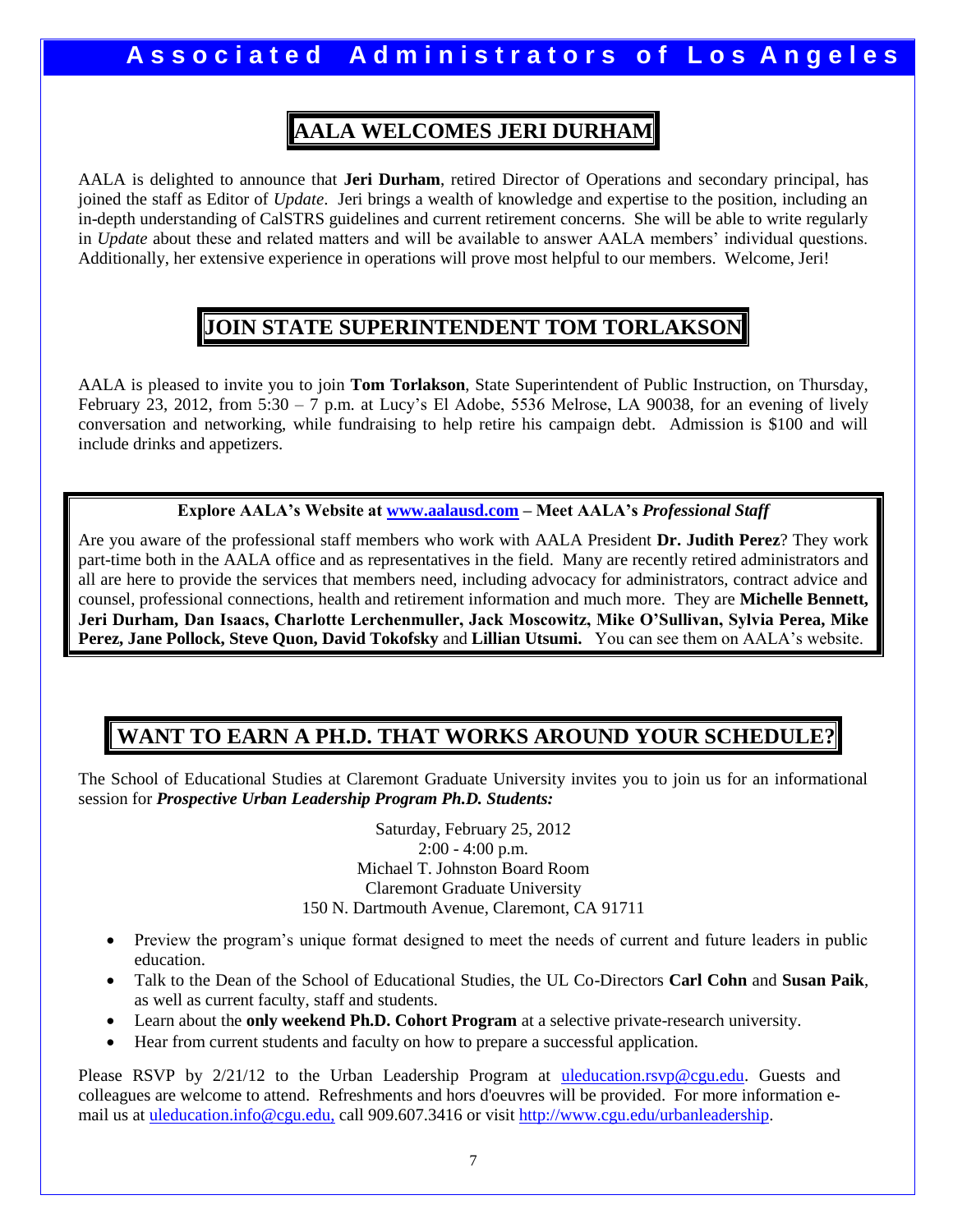## AALA WELCOMES JERI DURHAM

AALA is delighted to announce that **Jeri Durham**, retired Director of Operations and secondary principal, has joined the staff as Editor of *Update*. Jeri brings a wealth of knowledge and expertise to the position, including an in-depth understanding of CalSTRS guidelines and current retirement concerns. She will be able to write regularly in *Update* about these and related matters and will be available to answer AALA members' individual questions. Additionally, her extensive experience in operations will prove most helpful to our members. Welcome, Jeri!

## JOIN STATE SUPERINTENDENT TOM TORLAKSON

AALA is pleased to invite you to join **Tom Torlakson**, State Superintendent of Public Instruction, on Thursday, February 23, 2012, from 5:30 – 7 p.m. at Lucy's El Adobe, 5536 Melrose, LA 90038, for an evening of lively conversation and networking, while fundraising to help retire his campaign debt. Admission is $100 and will include drinks and appetizers.

**Explore AALA's Website at www.aalausd.com – Meet AALA's *Professional Staff***

Are you aware of the professional staff members who work with AALA President **Dr. Judith Perez**? They work part-time both in the AALA office and as representatives in the field. Many are recently retired administrators and all are here to provide the services that members need, including advocacy for administrators, contract advice and counsel, professional connections, health and retirement information and much more. They are **Michelle Bennett, Jeri Durham, Dan Isaacs, Charlotte Lerchenmuller, Jack Moscowitz, Mike O'Sullivan, Sylvia Perea, Mike Perez, Jane Pollock, Steve Quon, David Tokofsky** and **Lillian Utsumi.** You can see them on AALA's website.

## WANT TO EARN A PH.D. THAT WORKS AROUND YOUR SCHEDULE?

The School of Educational Studies at Claremont Graduate University invites you to join us for an informational session for ***Prospective Urban Leadership Program Ph.D. Students:***

Saturday, February 25, 2012
2:00 - 4:00 p.m.
Michael T. Johnston Board Room
Claremont Graduate University
150 N. Dartmouth Avenue, Claremont, CA 91711

- Preview the program's unique format designed to meet the needs of current and future leaders in public education.
- Talk to the Dean of the School of Educational Studies, the UL Co-Directors **Carl Cohn** and **Susan Paik**, as well as current faculty, staff and students.
- Learn about the **only weekend Ph.D. Cohort Program** at a selective private-research university.
- Hear from current students and faculty on how to prepare a successful application.

Please RSVP by 2/21/12 to the Urban Leadership Program at uleducation.rsvp@cgu.edu. Guests and colleagues are welcome to attend. Refreshments and hors d'oeuvres will be provided. For more information e-mail us at uleducation.info@cgu.edu, call 909.607.3416 or visit http://www.cgu.edu/urbanleadership.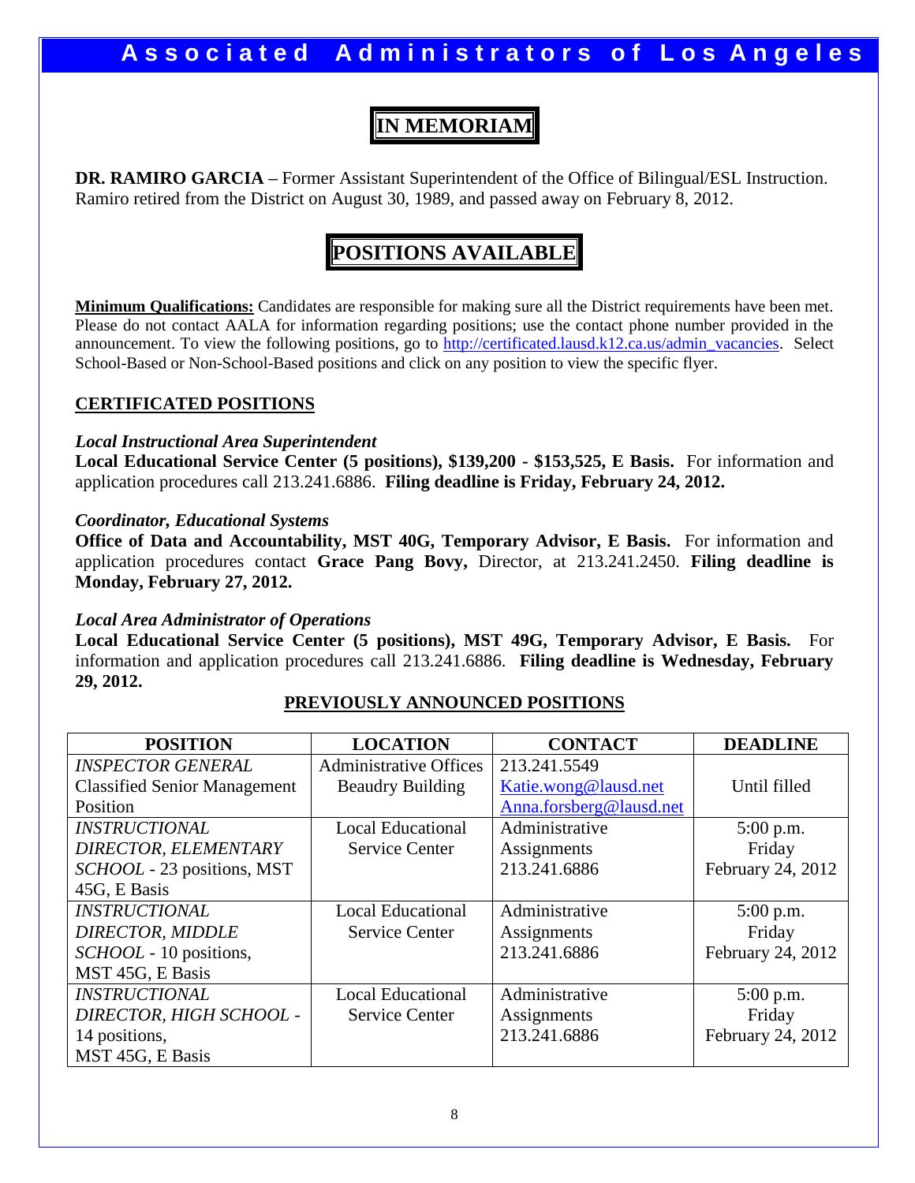# IN MEMORIAM

**DR. RAMIRO GARCIA –** Former Assistant Superintendent of the Office of Bilingual/ESL Instruction. Ramiro retired from the District on August 30, 1989, and passed away on February 8, 2012.

# POSITIONS AVAILABLE

**Minimum Qualifications:** Candidates are responsible for making sure all the District requirements have been met. Please do not contact AALA for information regarding positions; use the contact phone number provided in the announcement. To view the following positions, go to http://certificated.lausd.k12.ca.us/admin_vacancies. Select School-Based or Non-School-Based positions and click on any position to view the specific flyer.

## CERTIFICATED POSITIONS

***Local Instructional Area Superintendent***
**Local Educational Service Center (5 positions), $139,200 - $153,525, E Basis.** For information and application procedures call 213.241.6886. **Filing deadline is Friday, February 24, 2012.**

***Coordinator, Educational Systems***
**Office of Data and Accountability, MST 40G, Temporary Advisor, E Basis.** For information and application procedures contact **Grace Pang Bovy,** Director, at 213.241.2450. **Filing deadline is Monday, February 27, 2012.**

***Local Area Administrator of Operations***
**Local Educational Service Center (5 positions), MST 49G, Temporary Advisor, E Basis.** For information and application procedures call 213.241.6886. **Filing deadline is Wednesday, February 29, 2012.**

## PREVIOUSLY ANNOUNCED POSITIONS

| POSITION | LOCATION | CONTACT | DEADLINE |
|---|---|---|---|
| *INSPECTOR GENERAL* Classified Senior Management Position | Administrative Offices Beaudry Building | 213.241.5549 Katie.wong@lausd.net Anna.forsberg@lausd.net | Until filled |
| *INSTRUCTIONAL DIRECTOR, ELEMENTARY SCHOOL* - 23 positions, MST 45G, E Basis | Local Educational Service Center | Administrative Assignments 213.241.6886 | 5:00 p.m. Friday February 24, 2012 |
| *INSTRUCTIONAL DIRECTOR, MIDDLE SCHOOL* - 10 positions, MST 45G, E Basis | Local Educational Service Center | Administrative Assignments 213.241.6886 | 5:00 p.m. Friday February 24, 2012 |
| *INSTRUCTIONAL DIRECTOR, HIGH SCHOOL* - 14 positions, MST 45G, E Basis | Local Educational Service Center | Administrative Assignments 213.241.6886 | 5:00 p.m. Friday February 24, 2012 |